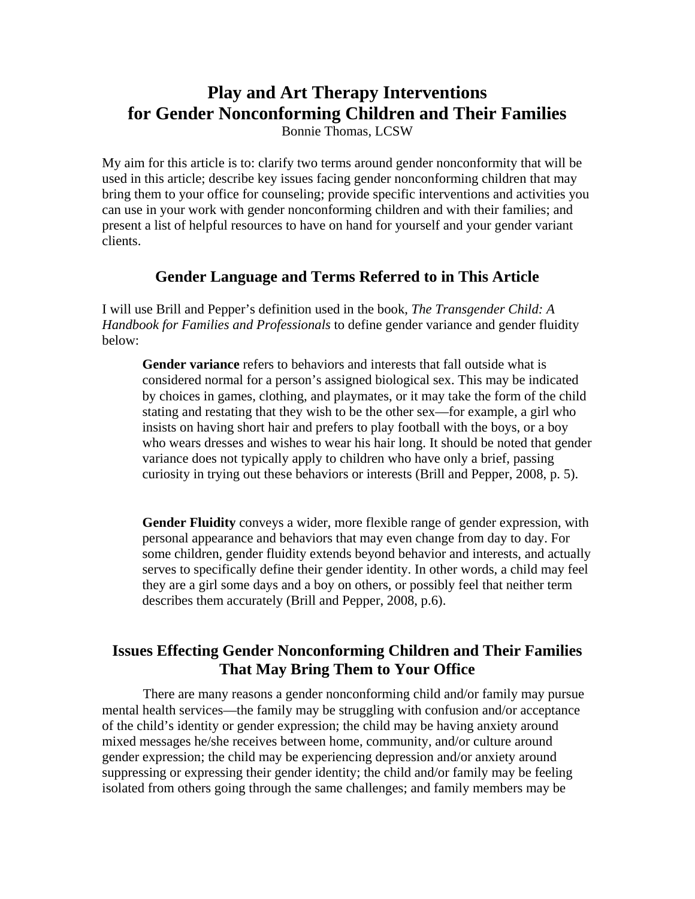# Play and Art Therapy Interventions for Gender Nonconforming Children and Their Families

Bonnie Thomas, LCSW

My aim for this article is to: clarify two terms around gender nonconformity that will be used in this article; describe key issues facing gender nonconforming children that may bring them to your office for counseling; provide specific interventions and activities you can use in your work with gender nonconforming children and with their families; and present a list of helpful resources to have on hand for yourself and your gender variant clients.

## Gender Language and Terms Referred to in This Article

I will use Brill and Pepper's definition used in the book, *The Transgender Child: A Handbook for Families and Professionals* to define gender variance and gender fluidity below:

> **Gender variance** refers to behaviors and interests that fall outside what is considered normal for a person's assigned biological sex. This may be indicated by choices in games, clothing, and playmates, or it may take the form of the child stating and restating that they wish to be the other sex—for example, a girl who insists on having short hair and prefers to play football with the boys, or a boy who wears dresses and wishes to wear his hair long. It should be noted that gender variance does not typically apply to children who have only a brief, passing curiosity in trying out these behaviors or interests (Brill and Pepper, 2008, p. 5).
>
> **Gender Fluidity** conveys a wider, more flexible range of gender expression, with personal appearance and behaviors that may even change from day to day. For some children, gender fluidity extends beyond behavior and interests, and actually serves to specifically define their gender identity. In other words, a child may feel they are a girl some days and a boy on others, or possibly feel that neither term describes them accurately (Brill and Pepper, 2008, p.6).

## Issues Effecting Gender Nonconforming Children and Their Families That May Bring Them to Your Office

There are many reasons a gender nonconforming child and/or family may pursue mental health services—the family may be struggling with confusion and/or acceptance of the child's identity or gender expression; the child may be having anxiety around mixed messages he/she receives between home, community, and/or culture around gender expression; the child may be experiencing depression and/or anxiety around suppressing or expressing their gender identity; the child and/or family may be feeling isolated from others going through the same challenges; and family members may be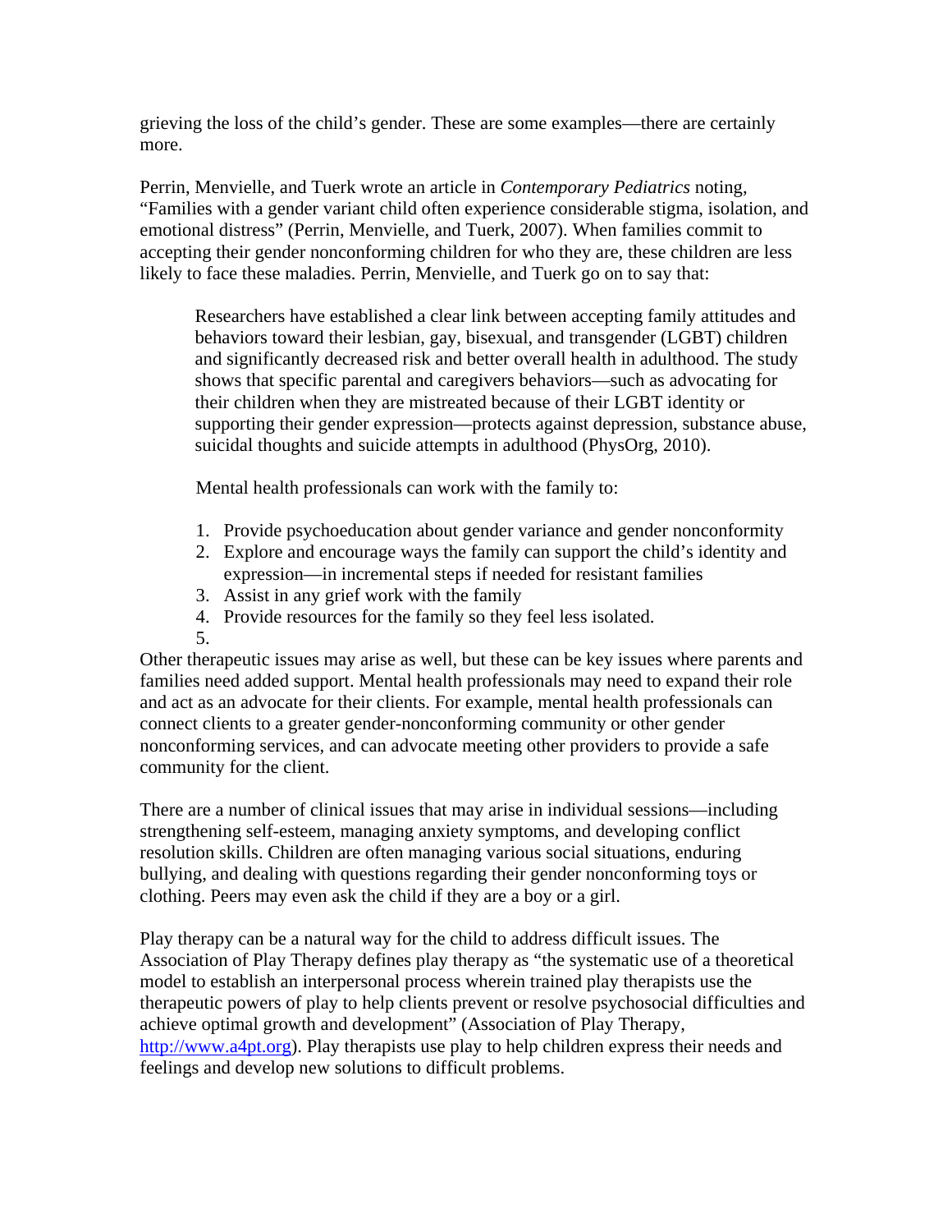grieving the loss of the child's gender. These are some examples—there are certainly more.

Perrin, Menvielle, and Tuerk wrote an article in *Contemporary Pediatrics* noting, "Families with a gender variant child often experience considerable stigma, isolation, and emotional distress" (Perrin, Menvielle, and Tuerk, 2007). When families commit to accepting their gender nonconforming children for who they are, these children are less likely to face these maladies. Perrin, Menvielle, and Tuerk go on to say that:

> Researchers have established a clear link between accepting family attitudes and behaviors toward their lesbian, gay, bisexual, and transgender (LGBT) children and significantly decreased risk and better overall health in adulthood. The study shows that specific parental and caregivers behaviors—such as advocating for their children when they are mistreated because of their LGBT identity or supporting their gender expression—protects against depression, substance abuse, suicidal thoughts and suicide attempts in adulthood (PhysOrg, 2010).
>
> Mental health professionals can work with the family to:
>
> 1. Provide psychoeducation about gender variance and gender nonconformity
> 2. Explore and encourage ways the family can support the child's identity and expression—in incremental steps if needed for resistant families
> 3. Assist in any grief work with the family
> 4. Provide resources for the family so they feel less isolated.
> 5.

Other therapeutic issues may arise as well, but these can be key issues where parents and families need added support. Mental health professionals may need to expand their role and act as an advocate for their clients. For example, mental health professionals can connect clients to a greater gender-nonconforming community or other gender nonconforming services, and can advocate meeting other providers to provide a safe community for the client.

There are a number of clinical issues that may arise in individual sessions—including strengthening self-esteem, managing anxiety symptoms, and developing conflict resolution skills. Children are often managing various social situations, enduring bullying, and dealing with questions regarding their gender nonconforming toys or clothing. Peers may even ask the child if they are a boy or a girl.

Play therapy can be a natural way for the child to address difficult issues. The Association of Play Therapy defines play therapy as "the systematic use of a theoretical model to establish an interpersonal process wherein trained play therapists use the therapeutic powers of play to help clients prevent or resolve psychosocial difficulties and achieve optimal growth and development" (Association of Play Therapy, [http://www.a4pt.org](http://www.a4pt.org)). Play therapists use play to help children express their needs and feelings and develop new solutions to difficult problems.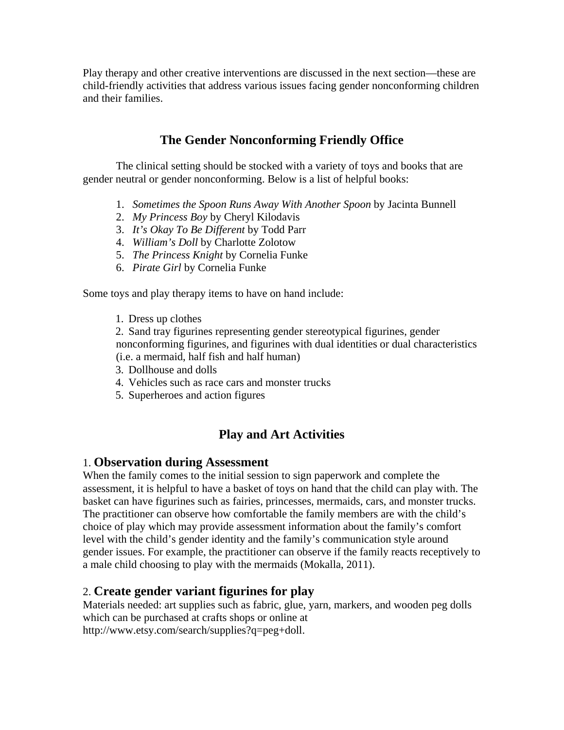Play therapy and other creative interventions are discussed in the next section—these are child-friendly activities that address various issues facing gender nonconforming children and their families.

## The Gender Nonconforming Friendly Office

The clinical setting should be stocked with a variety of toys and books that are gender neutral or gender nonconforming. Below is a list of helpful books:

1. *Sometimes the Spoon Runs Away With Another Spoon* by Jacinta Bunnell
2. *My Princess Boy* by Cheryl Kilodavis
3. *It's Okay To Be Different* by Todd Parr
4. *William's Doll* by Charlotte Zolotow
5. *The Princess Knight* by Cornelia Funke
6. *Pirate Girl* by Cornelia Funke

Some toys and play therapy items to have on hand include:

1. Dress up clothes
2. Sand tray figurines representing gender stereotypical figurines, gender nonconforming figurines, and figurines with dual identities or dual characteristics (i.e. a mermaid, half fish and half human)
3. Dollhouse and dolls
4. Vehicles such as race cars and monster trucks
5. Superheroes and action figures

## Play and Art Activities

### 1. **Observation during Assessment**

When the family comes to the initial session to sign paperwork and complete the assessment, it is helpful to have a basket of toys on hand that the child can play with. The basket can have figurines such as fairies, princesses, mermaids, cars, and monster trucks. The practitioner can observe how comfortable the family members are with the child's choice of play which may provide assessment information about the family's comfort level with the child's gender identity and the family's communication style around gender issues. For example, the practitioner can observe if the family reacts receptively to a male child choosing to play with the mermaids (Mokalla, 2011).

### 2. **Create gender variant figurines for play**

Materials needed: art supplies such as fabric, glue, yarn, markers, and wooden peg dolls which can be purchased at crafts shops or online at http://www.etsy.com/search/supplies?q=peg+doll.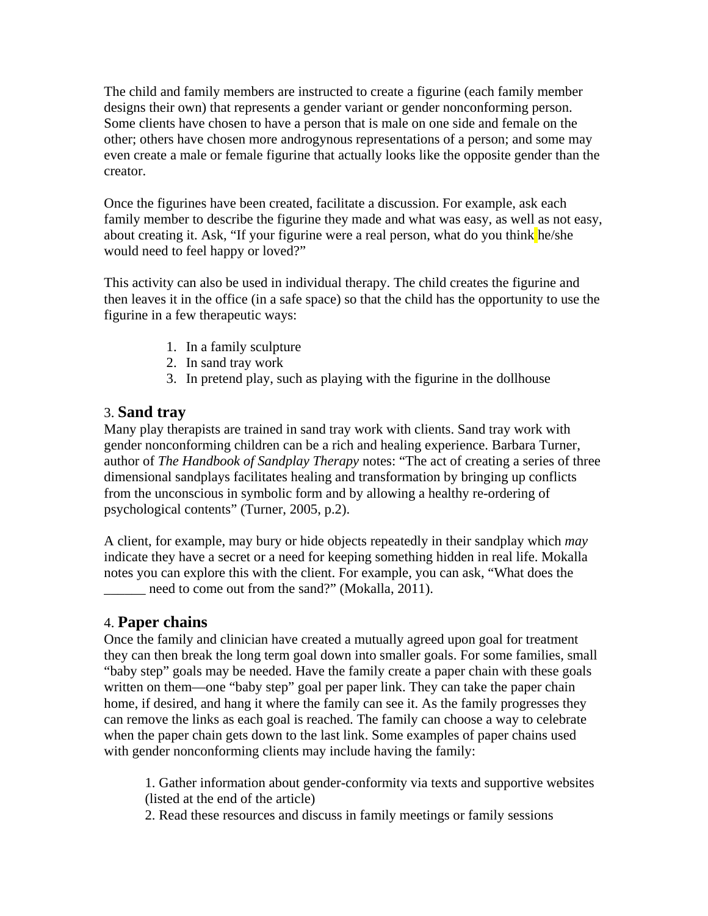The child and family members are instructed to create a figurine (each family member designs their own) that represents a gender variant or gender nonconforming person. Some clients have chosen to have a person that is male on one side and female on the other; others have chosen more androgynous representations of a person; and some may even create a male or female figurine that actually looks like the opposite gender than the creator.

Once the figurines have been created, facilitate a discussion. For example, ask each family member to describe the figurine they made and what was easy, as well as not easy, about creating it. Ask, "If your figurine were a real person, what do you think he/she would need to feel happy or loved?"

This activity can also be used in individual therapy. The child creates the figurine and then leaves it in the office (in a safe space) so that the child has the opportunity to use the figurine in a few therapeutic ways:

1. In a family sculpture
2. In sand tray work
3. In pretend play, such as playing with the figurine in the dollhouse

### 3. **Sand tray**

Many play therapists are trained in sand tray work with clients. Sand tray work with gender nonconforming children can be a rich and healing experience. Barbara Turner, author of *The Handbook of Sandplay Therapy* notes: "The act of creating a series of three dimensional sandplays facilitates healing and transformation by bringing up conflicts from the unconscious in symbolic form and by allowing a healthy re-ordering of psychological contents" (Turner, 2005, p.2).

A client, for example, may bury or hide objects repeatedly in their sandplay which *may* indicate they have a secret or a need for keeping something hidden in real life. Mokalla notes you can explore this with the client. For example, you can ask, "What does the ______ need to come out from the sand?" (Mokalla, 2011).

### 4. **Paper chains**

Once the family and clinician have created a mutually agreed upon goal for treatment they can then break the long term goal down into smaller goals. For some families, small "baby step" goals may be needed. Have the family create a paper chain with these goals written on them—one "baby step" goal per paper link. They can take the paper chain home, if desired, and hang it where the family can see it. As the family progresses they can remove the links as each goal is reached. The family can choose a way to celebrate when the paper chain gets down to the last link. Some examples of paper chains used with gender nonconforming clients may include having the family:

1. Gather information about gender-conformity via texts and supportive websites (listed at the end of the article)
2. Read these resources and discuss in family meetings or family sessions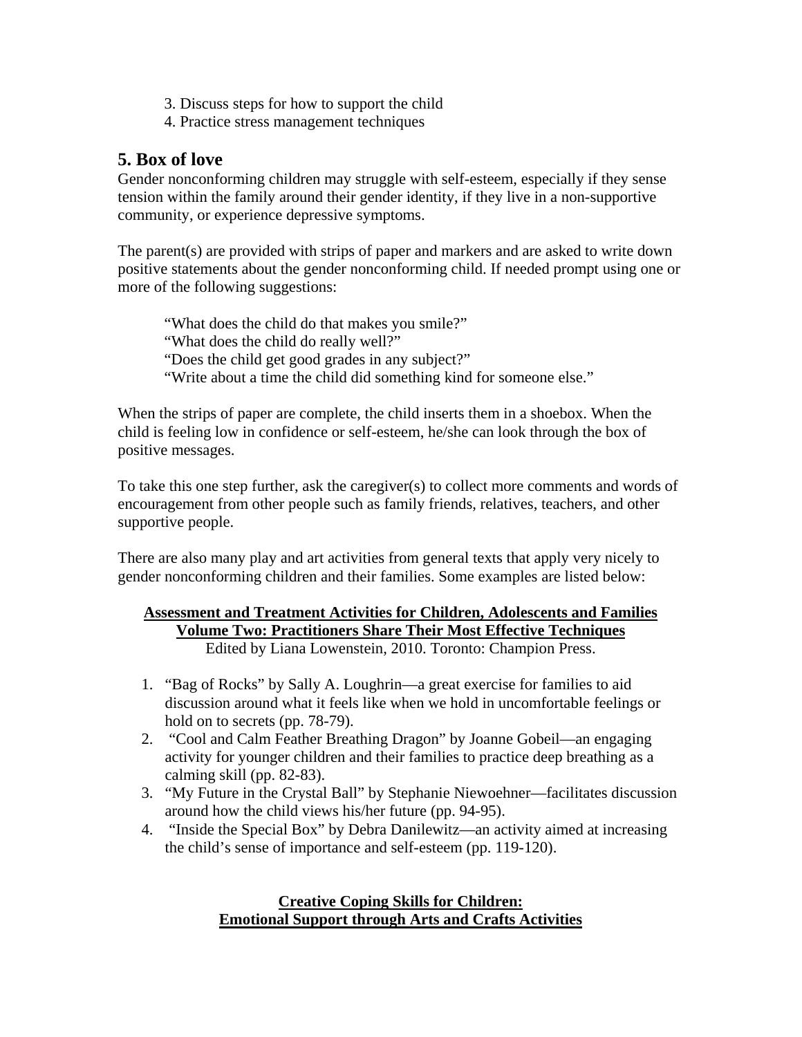3. Discuss steps for how to support the child
4. Practice stress management techniques

## 5. Box of love

Gender nonconforming children may struggle with self-esteem, especially if they sense tension within the family around their gender identity, if they live in a non-supportive community, or experience depressive symptoms.

The parent(s) are provided with strips of paper and markers and are asked to write down positive statements about the gender nonconforming child. If needed prompt using one or more of the following suggestions:

> "What does the child do that makes you smile?"
> "What does the child do really well?"
> "Does the child get good grades in any subject?"
> "Write about a time the child did something kind for someone else."

When the strips of paper are complete, the child inserts them in a shoebox. When the child is feeling low in confidence or self-esteem, he/she can look through the box of positive messages.

To take this one step further, ask the caregiver(s) to collect more comments and words of encouragement from other people such as family friends, relatives, teachers, and other supportive people.

There are also many play and art activities from general texts that apply very nicely to gender nonconforming children and their families. Some examples are listed below:

**Assessment and Treatment Activities for Children, Adolescents and Families Volume Two: Practitioners Share Their Most Effective Techniques**
Edited by Liana Lowenstein, 2010. Toronto: Champion Press.

1. "Bag of Rocks" by Sally A. Loughrin—a great exercise for families to aid discussion around what it feels like when we hold in uncomfortable feelings or hold on to secrets (pp. 78-79).
2. "Cool and Calm Feather Breathing Dragon" by Joanne Gobeil—an engaging activity for younger children and their families to practice deep breathing as a calming skill (pp. 82-83).
3. "My Future in the Crystal Ball" by Stephanie Niewoehner—facilitates discussion around how the child views his/her future (pp. 94-95).
4. "Inside the Special Box" by Debra Danilewitz—an activity aimed at increasing the child's sense of importance and self-esteem (pp. 119-120).

**Creative Coping Skills for Children: Emotional Support through Arts and Crafts Activities**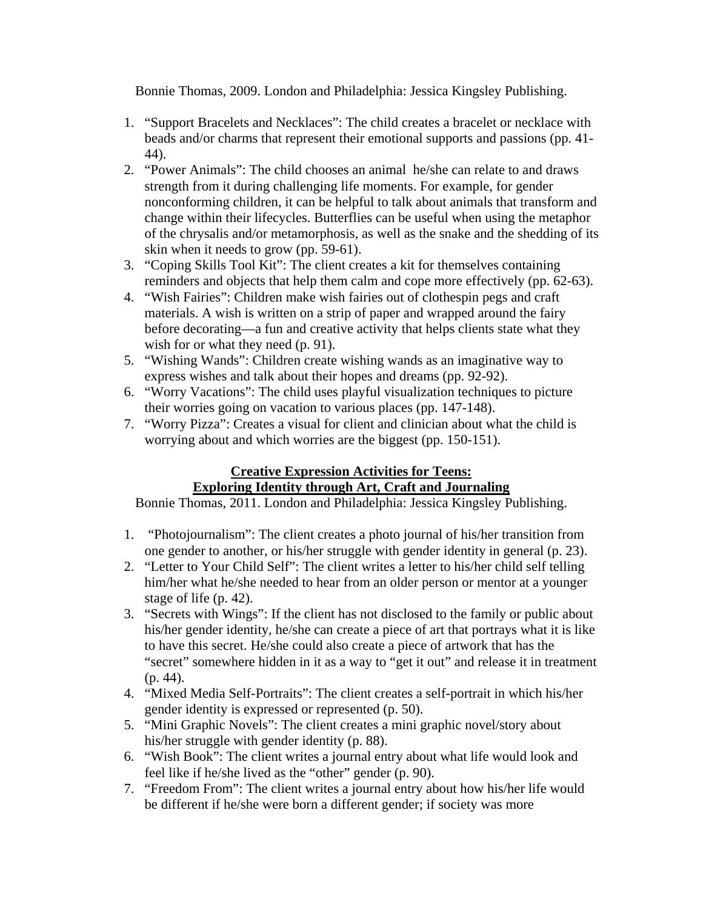Bonnie Thomas, 2009. London and Philadelphia: Jessica Kingsley Publishing.

1. "Support Bracelets and Necklaces": The child creates a bracelet or necklace with beads and/or charms that represent their emotional supports and passions (pp. 41-44).
2. "Power Animals": The child chooses an animal he/she can relate to and draws strength from it during challenging life moments. For example, for gender nonconforming children, it can be helpful to talk about animals that transform and change within their lifecycles. Butterflies can be useful when using the metaphor of the chrysalis and/or metamorphosis, as well as the snake and the shedding of its skin when it needs to grow (pp. 59-61).
3. "Coping Skills Tool Kit": The client creates a kit for themselves containing reminders and objects that help them calm and cope more effectively (pp. 62-63).
4. "Wish Fairies": Children make wish fairies out of clothespin pegs and craft materials. A wish is written on a strip of paper and wrapped around the fairy before decorating—a fun and creative activity that helps clients state what they wish for or what they need (p. 91).
5. "Wishing Wands": Children create wishing wands as an imaginative way to express wishes and talk about their hopes and dreams (pp. 92-92).
6. "Worry Vacations": The child uses playful visualization techniques to picture their worries going on vacation to various places (pp. 147-148).
7. "Worry Pizza": Creates a visual for client and clinician about what the child is worrying about and which worries are the biggest (pp. 150-151).

**Creative Expression Activities for Teens:**
**Exploring Identity through Art, Craft and Journaling**

Bonnie Thomas, 2011. London and Philadelphia: Jessica Kingsley Publishing.

1. "Photojournalism": The client creates a photo journal of his/her transition from one gender to another, or his/her struggle with gender identity in general (p. 23).
2. "Letter to Your Child Self": The client writes a letter to his/her child self telling him/her what he/she needed to hear from an older person or mentor at a younger stage of life (p. 42).
3. "Secrets with Wings": If the client has not disclosed to the family or public about his/her gender identity, he/she can create a piece of art that portrays what it is like to have this secret. He/she could also create a piece of artwork that has the "secret" somewhere hidden in it as a way to "get it out" and release it in treatment (p. 44).
4. "Mixed Media Self-Portraits": The client creates a self-portrait in which his/her gender identity is expressed or represented (p. 50).
5. "Mini Graphic Novels": The client creates a mini graphic novel/story about his/her struggle with gender identity (p. 88).
6. "Wish Book": The client writes a journal entry about what life would look and feel like if he/she lived as the "other" gender (p. 90).
7. "Freedom From": The client writes a journal entry about how his/her life would be different if he/she were born a different gender; if society was more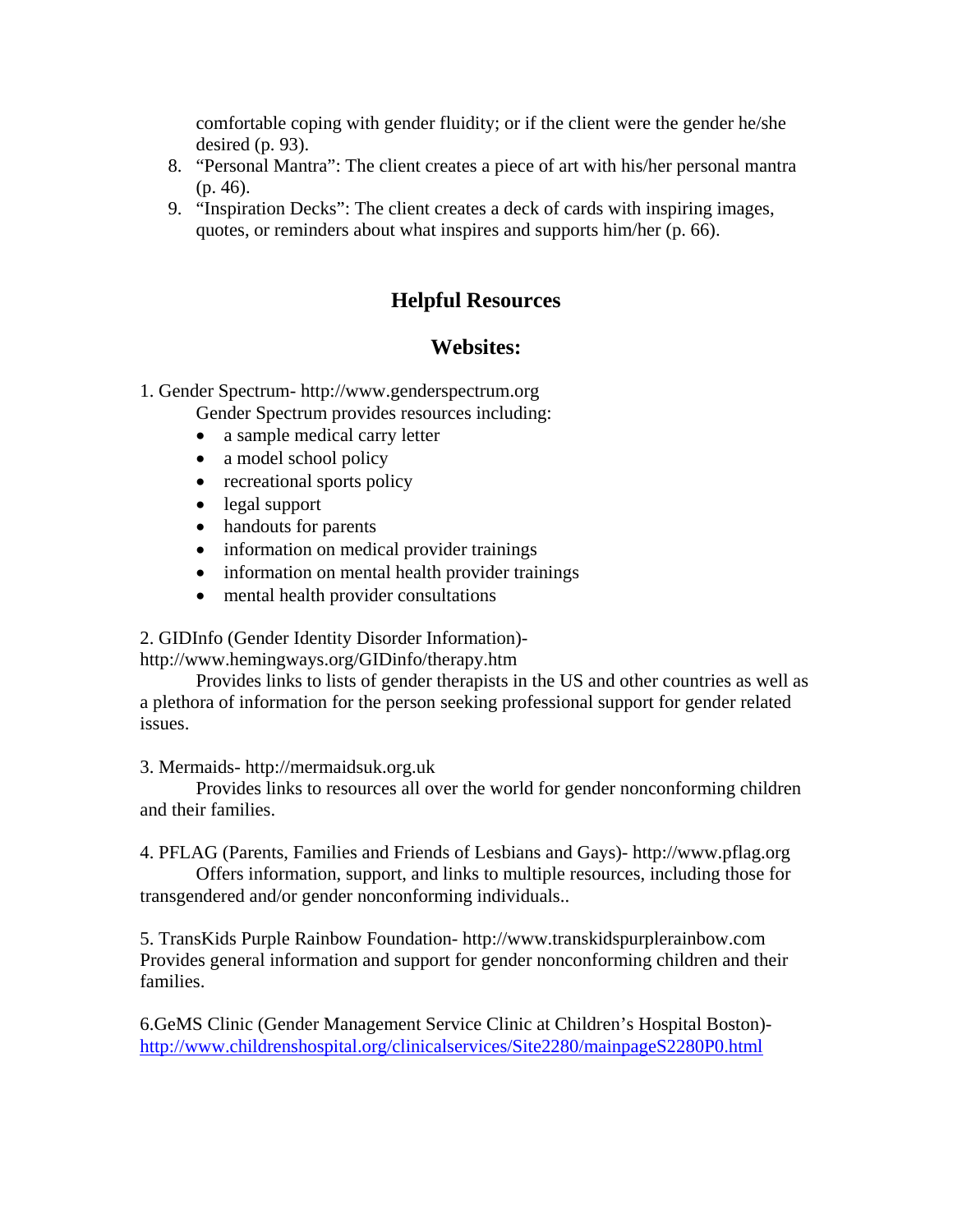comfortable coping with gender fluidity; or if the client were the gender he/she desired (p. 93).

8. "Personal Mantra": The client creates a piece of art with his/her personal mantra (p. 46).
9. "Inspiration Decks": The client creates a deck of cards with inspiring images, quotes, or reminders about what inspires and supports him/her (p. 66).

## Helpful Resources

### Websites:

1. Gender Spectrum- http://www.genderspectrum.org

   Gender Spectrum provides resources including:

   - a sample medical carry letter
   - a model school policy
   - recreational sports policy
   - legal support
   - handouts for parents
   - information on medical provider trainings
   - information on mental health provider trainings
   - mental health provider consultations

2. GIDInfo (Gender Identity Disorder Information)- http://www.hemingways.org/GIDinfo/therapy.htm

   Provides links to lists of gender therapists in the US and other countries as well as a plethora of information for the person seeking professional support for gender related issues.

3. Mermaids- http://mermaidsuk.org.uk

   Provides links to resources all over the world for gender nonconforming children and their families.

4. PFLAG (Parents, Families and Friends of Lesbians and Gays)- http://www.pflag.org

   Offers information, support, and links to multiple resources, including those for transgendered and/or gender nonconforming individuals..

5. TransKids Purple Rainbow Foundation- http://www.transkidspurplerainbow.com

   Provides general information and support for gender nonconforming children and their families.

6. GeMS Clinic (Gender Management Service Clinic at Children's Hospital Boston)- http://www.childrenshospital.org/clinicalservices/Site2280/mainpageS2280P0.html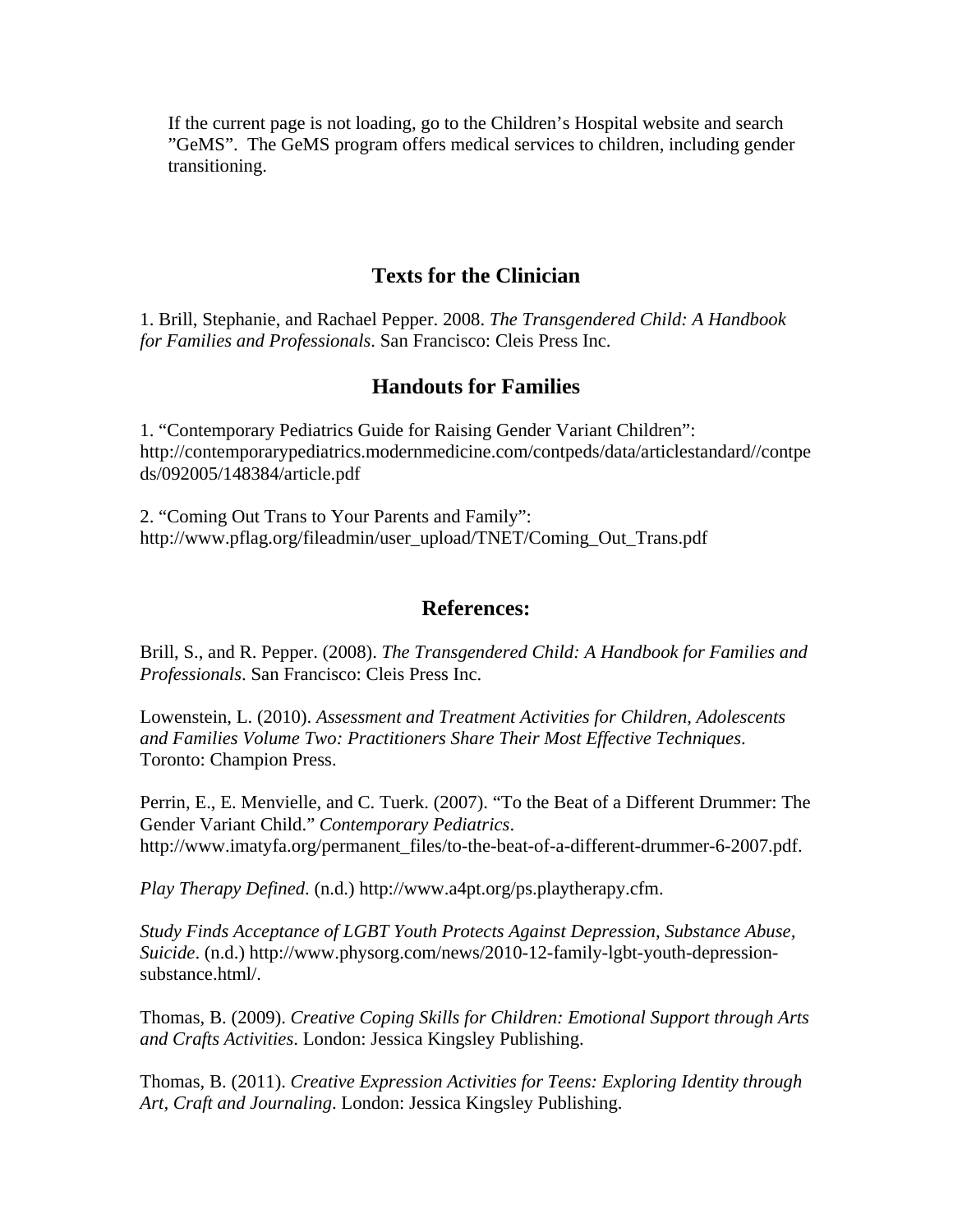If the current page is not loading, go to the Children's Hospital website and search "GeMS". The GeMS program offers medical services to children, including gender transitioning.

## Texts for the Clinician

1. Brill, Stephanie, and Rachael Pepper. 2008. *The Transgendered Child: A Handbook for Families and Professionals*. San Francisco: Cleis Press Inc.

## Handouts for Families

1. "Contemporary Pediatrics Guide for Raising Gender Variant Children": http://contemporarypediatrics.modernmedicine.com/contpeds/data/articlestandard//contpeds/092005/148384/article.pdf

2. "Coming Out Trans to Your Parents and Family": http://www.pflag.org/fileadmin/user_upload/TNET/Coming_Out_Trans.pdf

## References:

Brill, S., and R. Pepper. (2008). *The Transgendered Child: A Handbook for Families and Professionals*. San Francisco: Cleis Press Inc.

Lowenstein, L. (2010). *Assessment and Treatment Activities for Children, Adolescents and Families Volume Two: Practitioners Share Their Most Effective Techniques*. Toronto: Champion Press.

Perrin, E., E. Menvielle, and C. Tuerk. (2007). "To the Beat of a Different Drummer: The Gender Variant Child." *Contemporary Pediatrics*. http://www.imatyfa.org/permanent_files/to-the-beat-of-a-different-drummer-6-2007.pdf.

*Play Therapy Defined*. (n.d.) http://www.a4pt.org/ps.playtherapy.cfm.

*Study Finds Acceptance of LGBT Youth Protects Against Depression, Substance Abuse, Suicide*. (n.d.) http://www.physorg.com/news/2010-12-family-lgbt-youth-depression-substance.html/.

Thomas, B. (2009). *Creative Coping Skills for Children: Emotional Support through Arts and Crafts Activities*. London: Jessica Kingsley Publishing.

Thomas, B. (2011). *Creative Expression Activities for Teens: Exploring Identity through Art, Craft and Journaling*. London: Jessica Kingsley Publishing.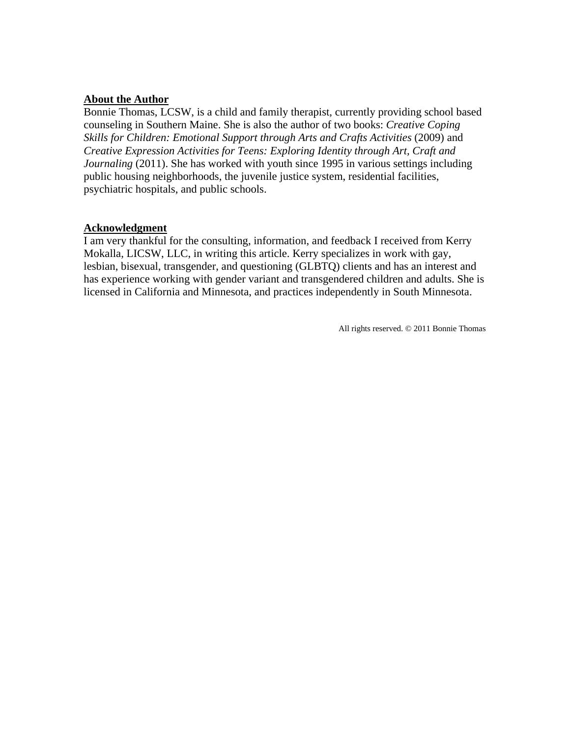**About the Author**

Bonnie Thomas, LCSW, is a child and family therapist, currently providing school based counseling in Southern Maine. She is also the author of two books: *Creative Coping Skills for Children: Emotional Support through Arts and Crafts Activities* (2009) and *Creative Expression Activities for Teens: Exploring Identity through Art, Craft and Journaling* (2011). She has worked with youth since 1995 in various settings including public housing neighborhoods, the juvenile justice system, residential facilities, psychiatric hospitals, and public schools.

**Acknowledgment**

I am very thankful for the consulting, information, and feedback I received from Kerry Mokalla, LICSW, LLC, in writing this article. Kerry specializes in work with gay, lesbian, bisexual, transgender, and questioning (GLBTQ) clients and has an interest and has experience working with gender variant and transgendered children and adults. She is licensed in California and Minnesota, and practices independently in South Minnesota.

All rights reserved. © 2011 Bonnie Thomas